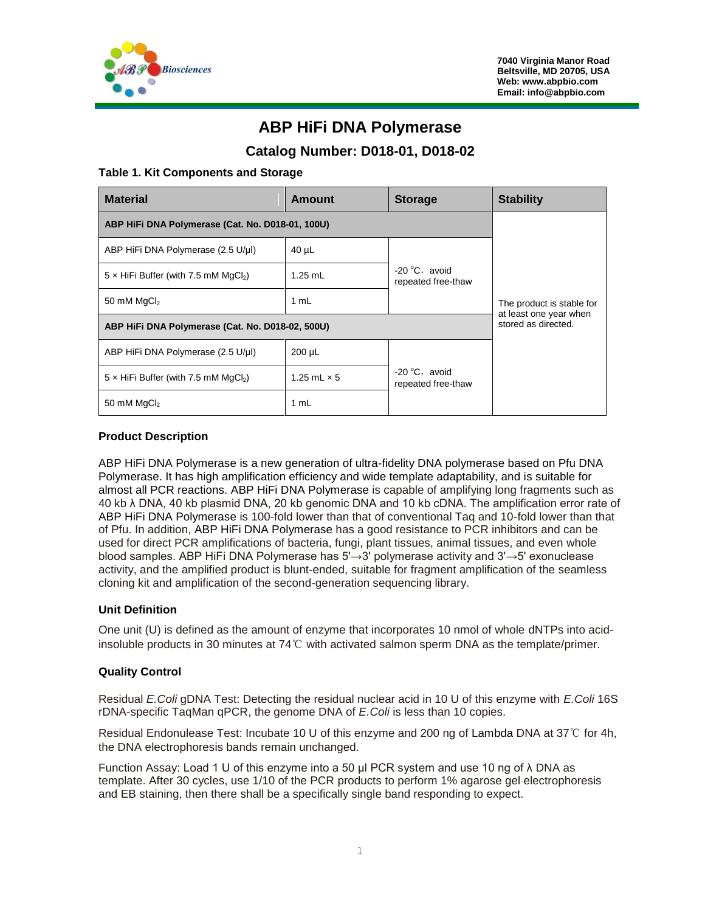7040 Virginia Manor Road
Beltsville, MD 20705, USA
Web: www.abpbio.com
Email: info@abpbio.com

# ABP HiFi DNA Polymerase

## Catalog Number: D018-01, D018-02

### Table 1. Kit Components and Storage

| Material | Amount | Storage | Stability |
|---|---|---|---|
| **ABP HiFi DNA Polymerase (Cat. No. D018-01, 100U)** | | | The product is stable for at least one year when stored as directed. |
| ABP HiFi DNA Polymerase (2.5 U/µl) | 40 µL | -20 °C，avoid repeated free-thaw | |
| 5 × HiFi Buffer (with 7.5 mM $MgCl_2$) | 1.25 mL | | |
| 50 mM $MgCl_2$ | 1 mL | | |
| **ABP HiFi DNA Polymerase (Cat. No. D018-02, 500U)** | | | |
| ABP HiFi DNA Polymerase (2.5 U/µl) | 200 µL | -20 °C，avoid repeated free-thaw | |
| 5 × HiFi Buffer (with 7.5 mM $MgCl_2$) | 1.25 mL × 5 | | |
| 50 mM $MgCl_2$ | 1 mL | | |

### Product Description

ABP HiFi DNA Polymerase is a new generation of ultra-fidelity DNA polymerase based on Pfu DNA Polymerase. It has high amplification efficiency and wide template adaptability, and is suitable for almost all PCR reactions. ABP HiFi DNA Polymerase is capable of amplifying long fragments such as 40 kb λ DNA, 40 kb plasmid DNA, 20 kb genomic DNA and 10 kb cDNA. The amplification error rate of ABP HiFi DNA Polymerase is 100-fold lower than that of conventional Taq and 10-fold lower than that of Pfu. In addition, ABP HiFi DNA Polymerase has a good resistance to PCR inhibitors and can be used for direct PCR amplifications of bacteria, fungi, plant tissues, animal tissues, and even whole blood samples. ABP HiFi DNA Polymerase has 5'→3' polymerase activity and 3'→5' exonuclease activity, and the amplified product is blunt-ended, suitable for fragment amplification of the seamless cloning kit and amplification of the second-generation sequencing library.

### Unit Definition

One unit (U) is defined as the amount of enzyme that incorporates 10 nmol of whole dNTPs into acid-insoluble products in 30 minutes at 74℃ with activated salmon sperm DNA as the template/primer.

### Quality Control

Residual *E.Coli* gDNA Test: Detecting the residual nuclear acid in 10 U of this enzyme with *E.Coli* 16S rDNA-specific TaqMan qPCR, the genome DNA of *E.Coli* is less than 10 copies.

Residual Endonulease Test: Incubate 10 U of this enzyme and 200 ng of Lambda DNA at 37℃ for 4h, the DNA electrophoresis bands remain unchanged.

Function Assay: Load 1 U of this enzyme into a 50 µl PCR system and use 10 ng of λ DNA as template. After 30 cycles, use 1/10 of the PCR products to perform 1% agarose gel electrophoresis and EB staining, then there shall be a specifically single band responding to expect.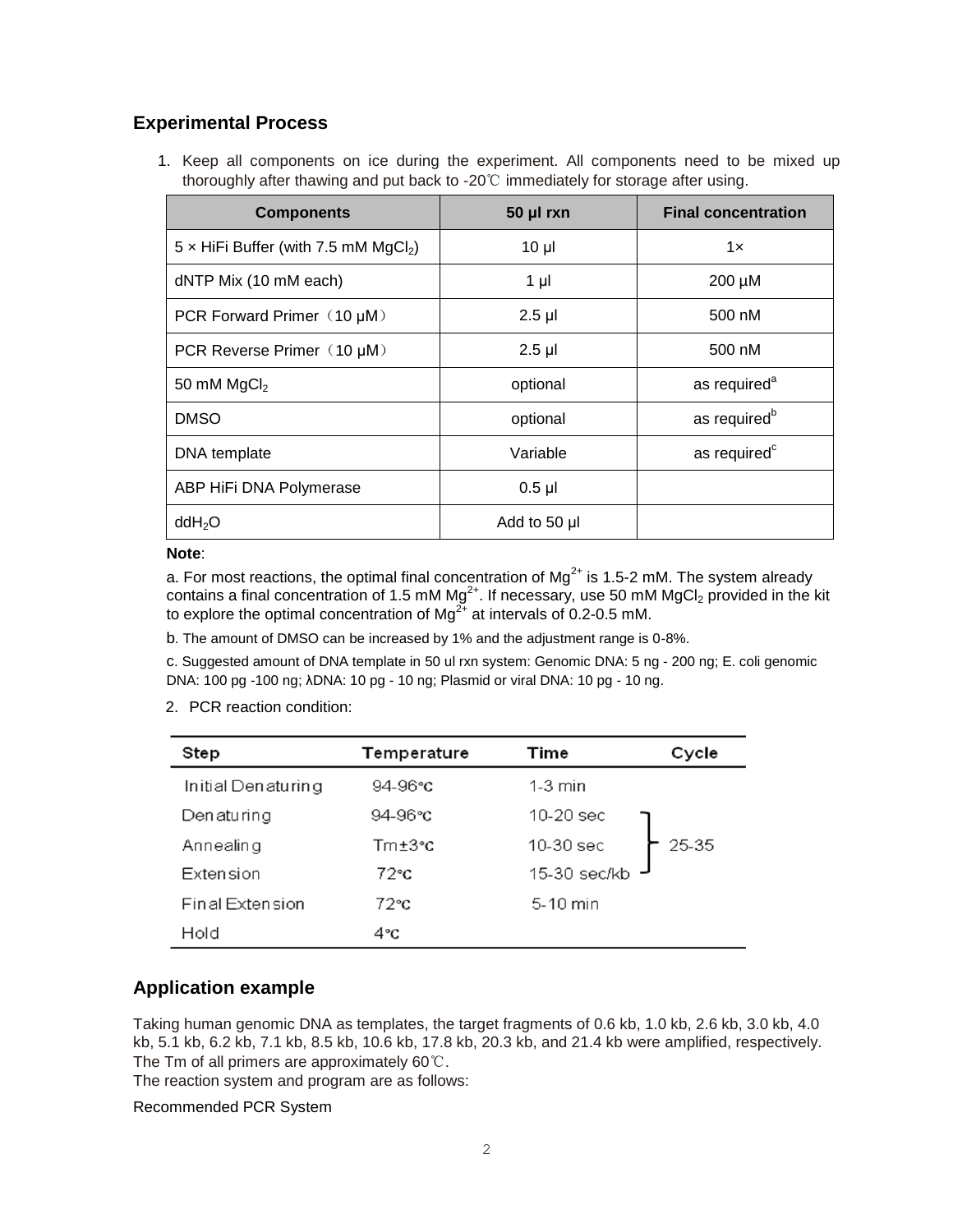## Experimental Process

1. Keep all components on ice during the experiment. All components need to be mixed up thoroughly after thawing and put back to -20℃ immediately for storage after using.

| Components | 50 μl rxn | Final concentration |
| --- | --- | --- |
| 5 × HiFi Buffer (with 7.5 mM $MgCl_2$) | 10 μl | 1× |
| dNTP Mix (10 mM each) | 1 μl | 200 μM |
| PCR Forward Primer（10 μM） | 2.5 μl | 500 nM |
| PCR Reverse Primer（10 μM） | 2.5 μl | 500 nM |
| 50 mM $MgCl_2$ | optional | as required[a] |
| DMSO | optional | as required[b] |
| DNA template | Variable | as required[c] |
| ABP HiFi DNA Polymerase | 0.5 μl | |
| $ddH_2O$ | Add to 50 μl | |

**Note**:

a. For most reactions, the optimal final concentration of $Mg^{2+}$ is 1.5-2 mM. The system already contains a final concentration of 1.5 mM $Mg^{2+}$. If necessary, use 50 mM $MgCl_2$ provided in the kit to explore the optimal concentration of $Mg^{2+}$ at intervals of 0.2-0.5 mM.

b. The amount of DMSO can be increased by 1% and the adjustment range is 0-8%.

c. Suggested amount of DNA template in 50 ul rxn system: Genomic DNA: 5 ng - 200 ng; E. coli genomic DNA: 100 pg -100 ng; λDNA: 10 pg - 10 ng; Plasmid or viral DNA: 10 pg - 10 ng.

2. PCR reaction condition:

| Step | Temperature | Time | Cycle |
| --- | --- | --- | --- |
| Initial Denaturing | 94-96℃ | 1-3 min | |
| Denaturing | 94-96℃ | 10-20 sec | 25-35 |
| Annealing | Tm±3℃ | 10-30 sec | 25-35 |
| Extension | 72℃ | 15-30 sec/kb | 25-35 |
| Final Extension | 72℃ | 5-10 min | |
| Hold | 4℃ | | |

## Application example

Taking human genomic DNA as templates, the target fragments of 0.6 kb, 1.0 kb, 2.6 kb, 3.0 kb, 4.0 kb, 5.1 kb, 6.2 kb, 7.1 kb, 8.5 kb, 10.6 kb, 17.8 kb, 20.3 kb, and 21.4 kb were amplified, respectively. The Tm of all primers are approximately 60℃.

The reaction system and program are as follows:

Recommended PCR System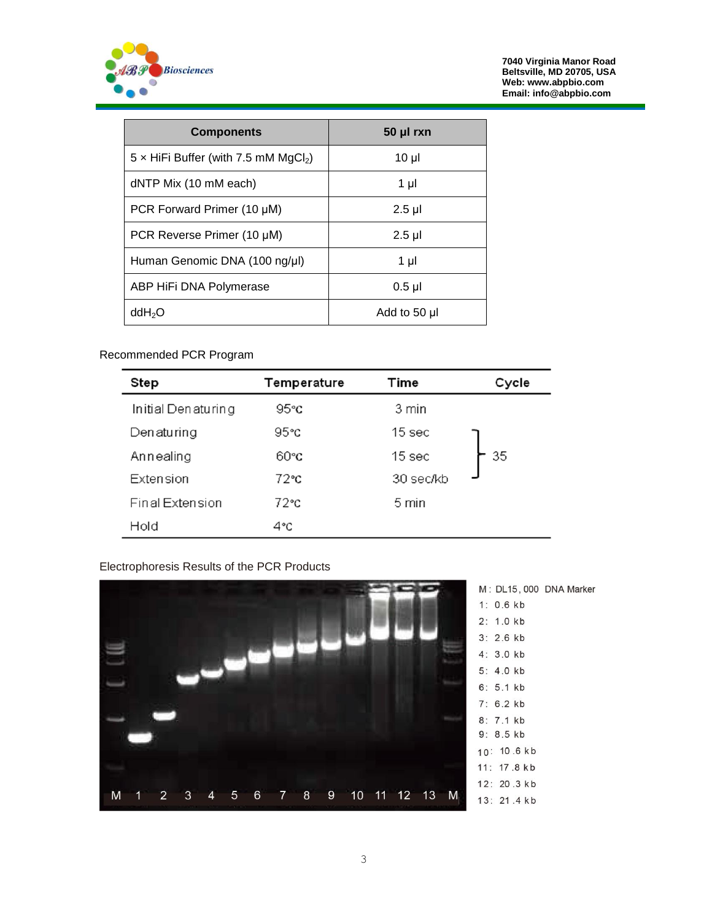| Components | 50 µl rxn |
|---|---|
| 5 × HiFi Buffer (with 7.5 mM $MgCl_2$) | 10 µl |
| dNTP Mix (10 mM each) | 1 µl |
| PCR Forward Primer (10 µM) | 2.5 µl |
| PCR Reverse Primer (10 µM) | 2.5 µl |
| Human Genomic DNA (100 ng/µl) | 1 µl |
| ABP HiFi DNA Polymerase | 0.5 µl |
| $ddH_2O$ | Add to 50 µl |

Recommended PCR Program

| Step | Temperature | Time | Cycle |
|---|---|---|---|
| Initial Denaturing | 95°C | 3 min | |
| Denaturing | 95°C | 15 sec | 35 |
| Annealing | 60°C | 15 sec | 35 |
| Extension | 72°C | 30 sec/kb | 35 |
| Final Extension | 72°C | 5 min | |
| Hold | 4°C | | |

Electrophoresis Results of the PCR Products

M 1 2 3 4 5 6 7 8 9 10 11 12 13 M

M: DL15, 000 DNA Marker
1: 0.6 kb
2: 1.0 kb
3: 2.6 kb
4: 3.0 kb
5: 4.0 kb
6: 5.1 kb
7: 6.2 kb
8: 7.1 kb
9: 8.5 kb
10: 10.6 kb
11: 17.8 kb
12: 20.3 kb
13: 21.4 kb